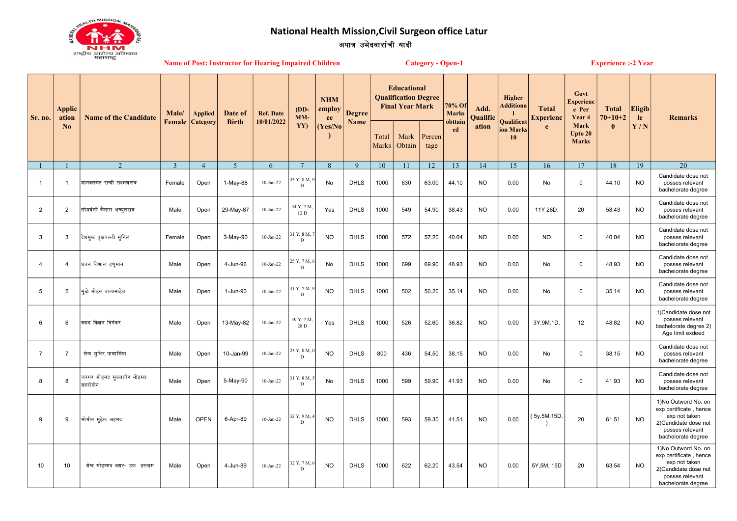# National Health Mission,Civil Surgeon office Latur

## अपात्र उमेदवारांची यादी

**Name of Post: Instructor for Hearing Impaired Children** **Category - Open-1** **Experience :-2 Year**

| Sr. no. | Application No | Name of the Candidate | Male/ Female | Applied Category | Date of Birth | Ref. Date 10/01/2022 | (DD-MM-YY) | NHM employee (Yes/No) | Degree Name | Educational Qualification Degree Final Year Mark | | | 70% Of Marks obttained | Add. Qualification | Higher Additional Qualification Marks 10 | Total Experience | Govt Experience Per Year 4 Mark Upto 20 Marks | Total 70+10+20 | Eligible Y / N | Remarks |
|---|---|---|---|---|---|---|---|---|---|---|---|---|---|---|---|---|---|---|---|---|
| | | | | | | | | | | Total Marks | Mark Obtain | Percentage | | | | | | | | |
| 1 | 1 | 2 | 3 | 4 | 5 | 6 | 7 | 8 | 9 | 10 | 11 | 12 | 13 | 14 | 15 | 16 | 17 | 18 | 19 | 20 |
| 1 | 1 | मानवतकर राधी लक्ष्मणराव | Female | Open | 1-May-88 | 10-Jan-22 | 33 Y, 8 M, 9 D | No | DHLS | 1000 | 630 | 63.00 | 44.10 | NO | 0.00 | No | 0 | 44.10 | NO | Candidate dose not posses relevant bachelorate degree |
| 2 | 2 | सोमवंशी कैलास अच्युतराव | Male | Open | 29-May-87 | 10-Jan-22 | 34 Y, 7 M, 12 D | Yes | DHLS | 1000 | 549 | 54.90 | 38.43 | NO | 0.00 | 11Y 28D. | 20 | 58.43 | NO | Candidate dose not posses relevant bachelorate degree |
| 3 | 3 | देशमुख वृक्षवल्ली सुनिल | Female | Open | 3-May-90 | 10-Jan-22 | 31 Y, 8 M, 7 D | NO | DHLS | 1000 | 572 | 57.20 | 40.04 | NO | 0.00 | NO | 0 | 40.04 | NO | Candidate dose not posses relevant bachelorate degree |
| 4 | 4 | धवन विशाल हणुमान | Male | Open | 4-Jun-96 | 10-Jan-22 | 25 Y, 7 M, 6 D | No | DHLS | 1000 | 699 | 69.90 | 48.93 | NO | 0.00 | No | 0 | 48.93 | NO | Candidate dose not posses relevant bachelorate degree |
| 5 | 5 | मुळे मोहन बालासाहेब | Male | Open | 1-Jun-90 | 10-Jan-22 | 31 Y, 7 M, 9 D | NO | DHLS | 1000 | 502 | 50.20 | 35.14 | NO | 0.00 | No | 0 | 35.14 | NO | Candidate dose not posses relevant bachelorate degree |
| 6 | 6 | कदम किशन दिगंबर | Male | Open | 13-May-82 | 10-Jan-22 | 39 Y, 7 M, 28 D | Yes | DHLS | 1000 | 526 | 52.60 | 36.82 | NO | 0.00 | 3Y.9M.1D. | 12 | 48.82 | NO | 1)Candidate dose not posses relevant bachelorate degree 2) Age limit exdeed |
| 7 | 7 | शेख मुनिर पाशामिंया | Male | Open | 10-Jan-99 | 10-Jan-22 | 23 Y, 0 M, 0 D | NO | DHLS | 800 | 436 | 54.50 | 38.15 | NO | 0.00 | No | 0 | 38.15 | NO | Candidate dose not posses relevant bachelorate degree |
| 8 | 8 | जरगर मोहमद मुब्बाशीर मोहमद बदरोदीन | Male | Open | 5-May-90 | 10-Jan-22 | 31 Y, 8 M, 5 D | No | DHLS | 1000 | 599 | 59.90 | 41.93 | NO | 0.00 | No | 0 | 41.93 | NO | Candidate dose not posses relevant bachelorate degree |
| 9 | 9 | मोमीन सुहेल अहमद | Male | OPEN | 6-Apr-89 | 10-Jan-22 | 32 Y, 9 M, 4 D | NO | DHLS | 1000 | 593 | 59.30 | 41.51 | NO | 0.00 | ( 5y,5M.15D. ) | 20 | 61.51 | NO | 1)No Outword No. on exp certificate , hence exp not taken 2)Candidate dose not posses relevant bachelorate degree |
| 10 | 10 | शेख मोहम्मद बशर- उल इस्लाम | Male | Open | 4-Jun-89 | 10-Jan-22 | 32 Y, 7 M, 6 D | NO | DHLS | 1000 | 622 | 62.20 | 43.54 | NO | 0.00 | 5Y,5M, 15D | 20 | 63.54 | NO | 1)No Outword No. on exp certificate , hence exp not taken 2)Candidate dose not posses relevant bachelorate degree |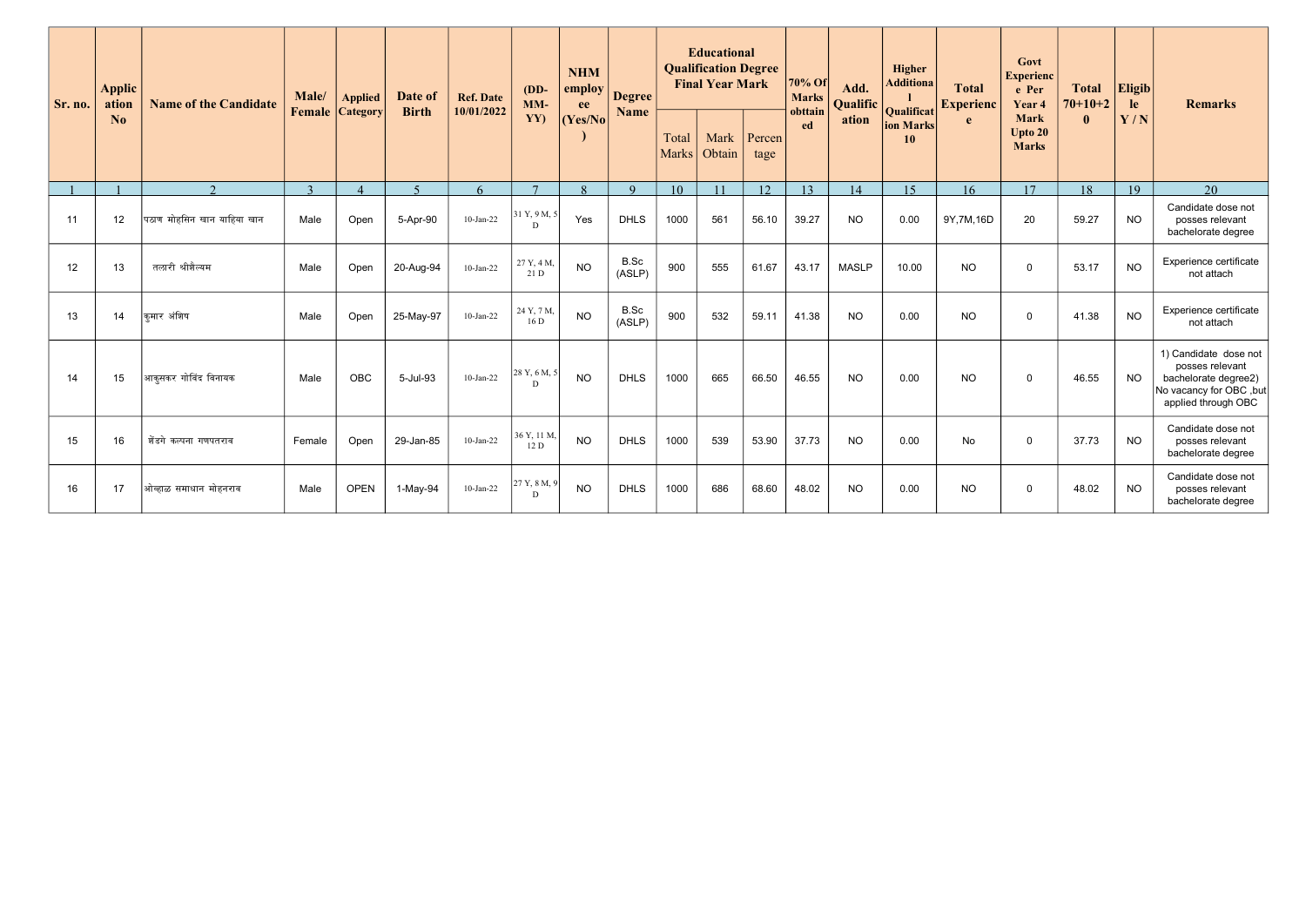| Sr. no. | Application No | Name of the Candidate | Male/ Female | Applied Category | Date of Birth | Ref. Date 10/01/2022 | (DD-MM-YY) | NHM employee (Yes/No) | Degree Name | Educational Qualification Degree Final Year Mark | | | 70% Of Marks obttained | Add. Qualification | Higher Additional Qualification Marks 10 | Total Experience | Govt Experience Per Year 4 Mark Upto 20 Marks | Total 70+10+20 | Eligible Y / N | Remarks |
|---|---|---|---|---|---|---|---|---|---|---|---|---|---|---|---|---|---|---|---|---|
| | | | | | | | | | | Total Marks | Mark Obtain | Percentage | | | | | | | | |
| 1 | 1 | 2 | 3 | 4 | 5 | 6 | 7 | 8 | 9 | 10 | 11 | 12 | 13 | 14 | 15 | 16 | 17 | 18 | 19 | 20 |
| 11 | 12 | पठाण मोहसिन खान याहिया खान | Male | Open | 5-Apr-90 | 10-Jan-22 | 31 Y, 9 M, 5 D | Yes | DHLS | 1000 | 561 | 56.10 | 39.27 | NO | 0.00 | 9Y,7M,16D | 20 | 59.27 | NO | Candidate dose not posses relevant bachelorate degree |
| 12 | 13 | तलारी श्रीशैल्यम | Male | Open | 20-Aug-94 | 10-Jan-22 | 27 Y, 4 M, 21 D | NO | B.Sc (ASLP) | 900 | 555 | 61.67 | 43.17 | MASLP | 10.00 | NO | 0 | 53.17 | NO | Experience certificate not attach |
| 13 | 14 | कुमार अंशिष | Male | Open | 25-May-97 | 10-Jan-22 | 24 Y, 7 M, 16 D | NO | B.Sc (ASLP) | 900 | 532 | 59.11 | 41.38 | NO | 0.00 | NO | 0 | 41.38 | NO | Experience certificate not attach |
| 14 | 15 | आकुसकर गोविंद विनायक | Male | OBC | 5-Jul-93 | 10-Jan-22 | 28 Y, 6 M, 5 D | NO | DHLS | 1000 | 665 | 66.50 | 46.55 | NO | 0.00 | NO | 0 | 46.55 | NO | 1) Candidate dose not posses relevant bachelorate degree2) No vacancy for OBC ,but applied through OBC |
| 15 | 16 | शेंडगे कल्पना गणपतराव | Female | Open | 29-Jan-85 | 10-Jan-22 | 36 Y, 11 M, 12 D | NO | DHLS | 1000 | 539 | 53.90 | 37.73 | NO | 0.00 | No | 0 | 37.73 | NO | Candidate dose not posses relevant bachelorate degree |
| 16 | 17 | ओव्हाळ समाधान मोहनराव | Male | OPEN | 1-May-94 | 10-Jan-22 | 27 Y, 8 M, 9 D | NO | DHLS | 1000 | 686 | 68.60 | 48.02 | NO | 0.00 | NO | 0 | 48.02 | NO | Candidate dose not posses relevant bachelorate degree |